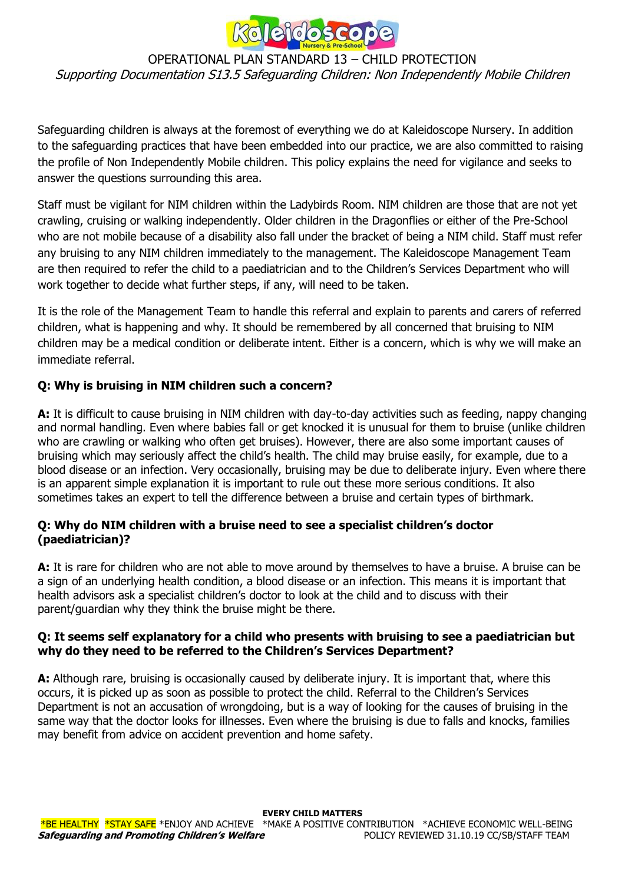# OPERATIONAL PLAN STANDARD 13 – CHILD PROTECTION

*Supporting Documentation S13.5 Safeguarding Children: Non Independently Mobile Children*

Safeguarding children is always at the foremost of everything we do at Kaleidoscope Nursery. In addition to the safeguarding practices that have been embedded into our practice, we are also committed to raising the profile of Non Independently Mobile children. This policy explains the need for vigilance and seeks to answer the questions surrounding this area.

Staff must be vigilant for NIM children within the Ladybirds Room. NIM children are those that are not yet crawling, cruising or walking independently. Older children in the Dragonflies or either of the Pre-School who are not mobile because of a disability also fall under the bracket of being a NIM child. Staff must refer any bruising to any NIM children immediately to the management. The Kaleidoscope Management Team are then required to refer the child to a paediatrician and to the Children's Services Department who will work together to decide what further steps, if any, will need to be taken.

It is the role of the Management Team to handle this referral and explain to parents and carers of referred children, what is happening and why. It should be remembered by all concerned that bruising to NIM children may be a medical condition or deliberate intent. Either is a concern, which is why we will make an immediate referral.

**Q: Why is bruising in NIM children such a concern?**

**A:** It is difficult to cause bruising in NIM children with day-to-day activities such as feeding, nappy changing and normal handling. Even where babies fall or get knocked it is unusual for them to bruise (unlike children who are crawling or walking who often get bruises). However, there are also some important causes of bruising which may seriously affect the child's health. The child may bruise easily, for example, due to a blood disease or an infection. Very occasionally, bruising may be due to deliberate injury. Even where there is an apparent simple explanation it is important to rule out these more serious conditions. It also sometimes takes an expert to tell the difference between a bruise and certain types of birthmark.

**Q: Why do NIM children with a bruise need to see a specialist children's doctor (paediatrician)?**

**A:** It is rare for children who are not able to move around by themselves to have a bruise. A bruise can be a sign of an underlying health condition, a blood disease or an infection. This means it is important that health advisors ask a specialist children's doctor to look at the child and to discuss with their parent/guardian why they think the bruise might be there.

**Q: It seems self explanatory for a child who presents with bruising to see a paediatrician but why do they need to be referred to the Children's Services Department?**

**A:** Although rare, bruising is occasionally caused by deliberate injury. It is important that, where this occurs, it is picked up as soon as possible to protect the child. Referral to the Children's Services Department is not an accusation of wrongdoing, but is a way of looking for the causes of bruising in the same way that the doctor looks for illnesses. Even where the bruising is due to falls and knocks, families may benefit from advice on accident prevention and home safety.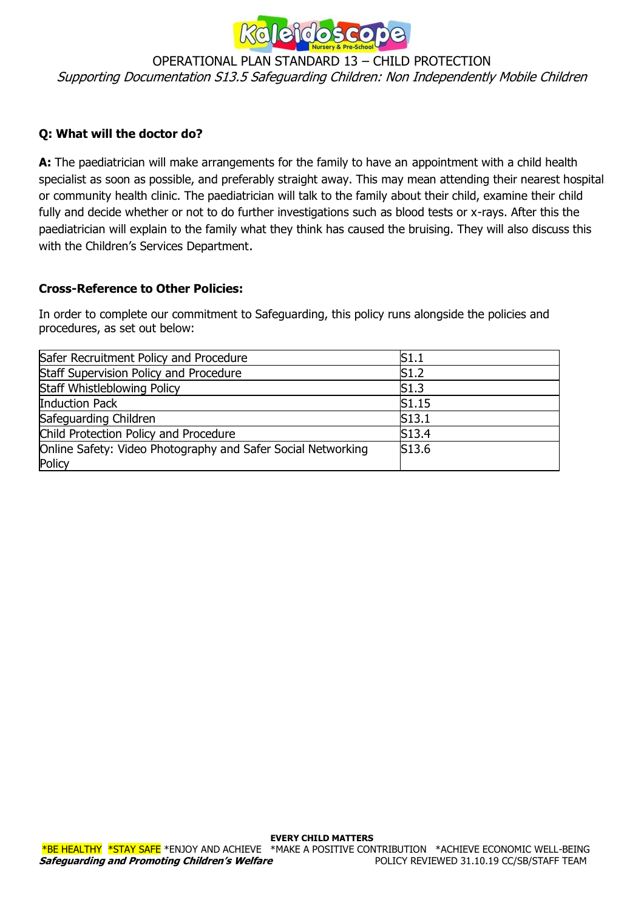**Q: What will the doctor do?**

**A:** The paediatrician will make arrangements for the family to have an appointment with a child health specialist as soon as possible, and preferably straight away. This may mean attending their nearest hospital or community health clinic. The paediatrician will talk to the family about their child, examine their child fully and decide whether or not to do further investigations such as blood tests or x-rays. After this the paediatrician will explain to the family what they think has caused the bruising. They will also discuss this with the Children's Services Department.

**Cross-Reference to Other Policies:**

In order to complete our commitment to Safeguarding, this policy runs alongside the policies and procedures, as set out below:

| | |
|---|---|
| Safer Recruitment Policy and Procedure | S1.1 |
| Staff Supervision Policy and Procedure | S1.2 |
| Staff Whistleblowing Policy | S1.3 |
| Induction Pack | S1.15 |
| Safeguarding Children | S13.1 |
| Child Protection Policy and Procedure | S13.4 |
| Online Safety: Video Photography and Safer Social Networking Policy | S13.6 |